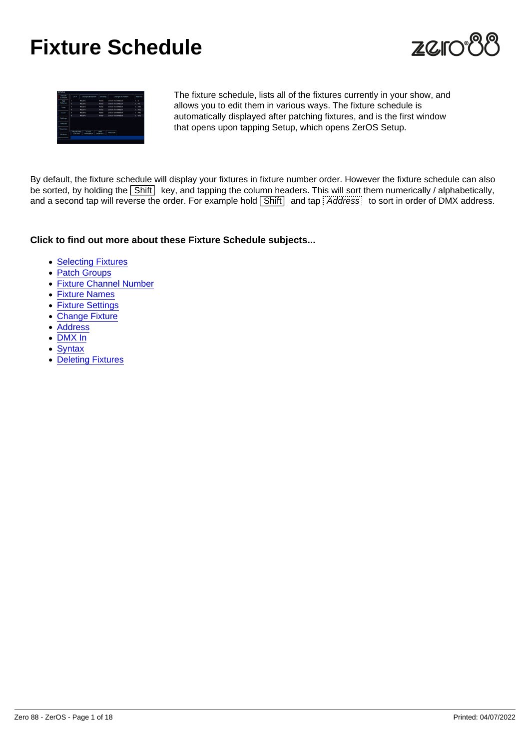# Fixture Schedule

The fixture schedule, lists all of the fixtures currently in your show, and allows you to edit them in various ways. The fixture schedule is automatically displayed after patching fixtures, and is the first window that opens upon tapping Setup, which opens ZerOS Setup.

By default, the fixture schedule will display your fixtures in fixture number order. However the fixture schedule can also be sorted, by holding the Shift key, and tapping the column headers. This will sort them numerically / alphabetically, and a second tap will reverse the order. For example hold Shift and tap *Address* to sort in order of DMX address.

**Click to find out more about these Fixture Schedule subjects...**

- Selecting Fixtures
- Patch Groups
- Fixture Channel Number
- Fixture Names
- Fixture Settings
- Change Fixture
- Address
- DMX In
- Syntax
- Deleting Fixtures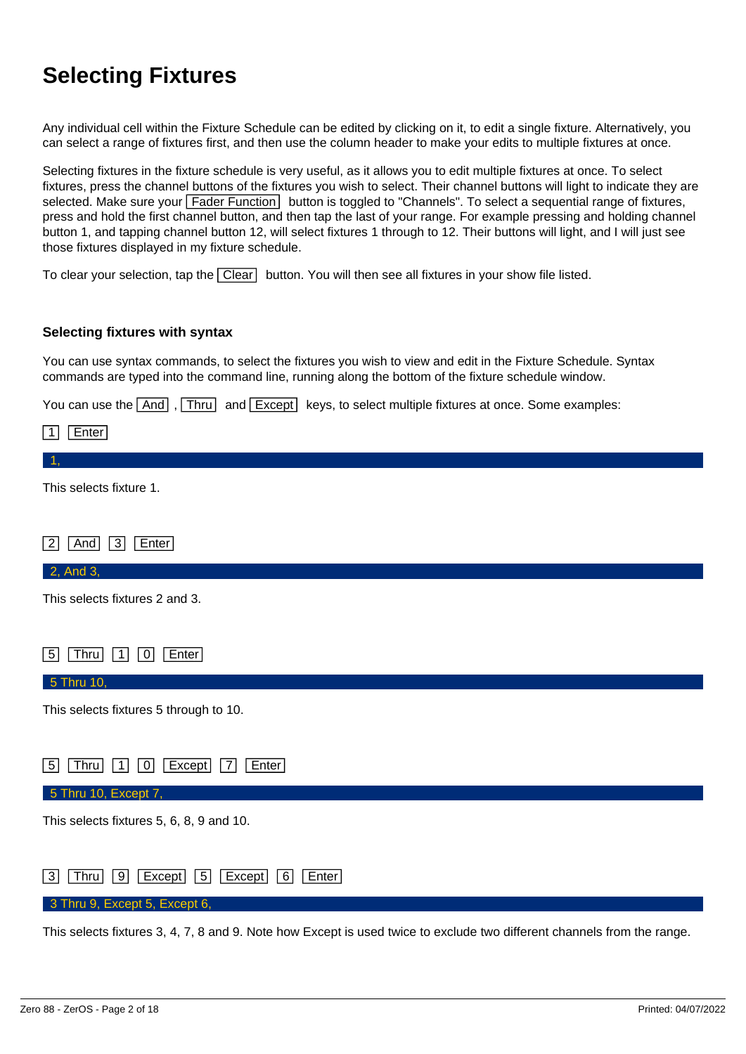# Selecting Fixtures

Any individual cell within the Fixture Schedule can be edited by clicking on it, to edit a single fixture. Alternatively, you can select a range of fixtures first, and then use the column header to make your edits to multiple fixtures at once.

Selecting fixtures in the fixture schedule is very useful, as it allows you to edit multiple fixtures at once. To select fixtures, press the channel buttons of the fixtures you wish to select. Their channel buttons will light to indicate they are selected. Make sure your Fader Function button is toggled to "Channels". To select a sequential range of fixtures, press and hold the first channel button, and then tap the last of your range. For example pressing and holding channel button 1, and tapping channel button 12, will select fixtures 1 through to 12. Their buttons will light, and I will just see those fixtures displayed in my fixture schedule.

To clear your selection, tap the Clear button. You will then see all fixtures in your show file listed.

### Selecting fixtures with syntax

You can use syntax commands, to select the fixtures you wish to view and edit in the Fixture Schedule. Syntax commands are typed into the command line, running along the bottom of the fixture schedule window.

You can use the And , Thru and Except keys, to select multiple fixtures at once. Some examples:

1 Enter

```
1,
```

This selects fixture 1.

2 And 3 Enter

```
2, And 3,
```

This selects fixtures 2 and 3.

5 Thru 1 0 Enter

```
5 Thru 10,
```

This selects fixtures 5 through to 10.

5 Thru 1 0 Except 7 Enter

```
5 Thru 10, Except 7,
```

This selects fixtures 5, 6, 8, 9 and 10.

3 Thru 9 Except 5 Except 6 Enter

```
3 Thru 9, Except 5, Except 6,
```

This selects fixtures 3, 4, 7, 8 and 9. Note how Except is used twice to exclude two different channels from the range.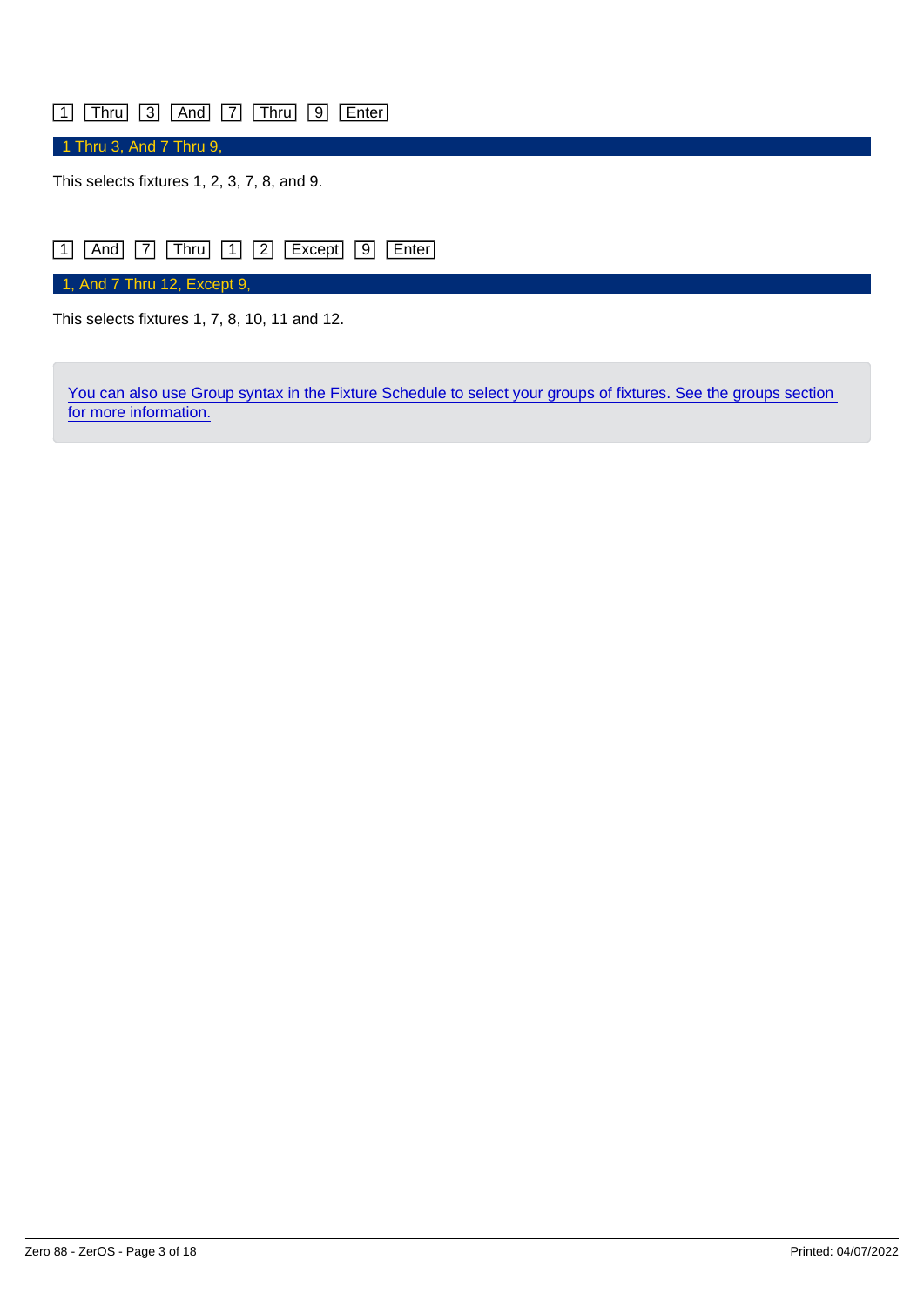[1] [Thru] [3] [And] [7] [Thru] [9] [Enter]

```
1 Thru 3, And 7 Thru 9,
```

This selects fixtures 1, 2, 3, 7, 8, and 9.

[1] [And] [7] [Thru] [1] [2] [Except] [9] [Enter]

```
1, And 7 Thru 12, Except 9,
```

This selects fixtures 1, 7, 8, 10, 11 and 12.

> You can also use Group syntax in the Fixture Schedule to select your groups of fixtures. See the groups section for more information.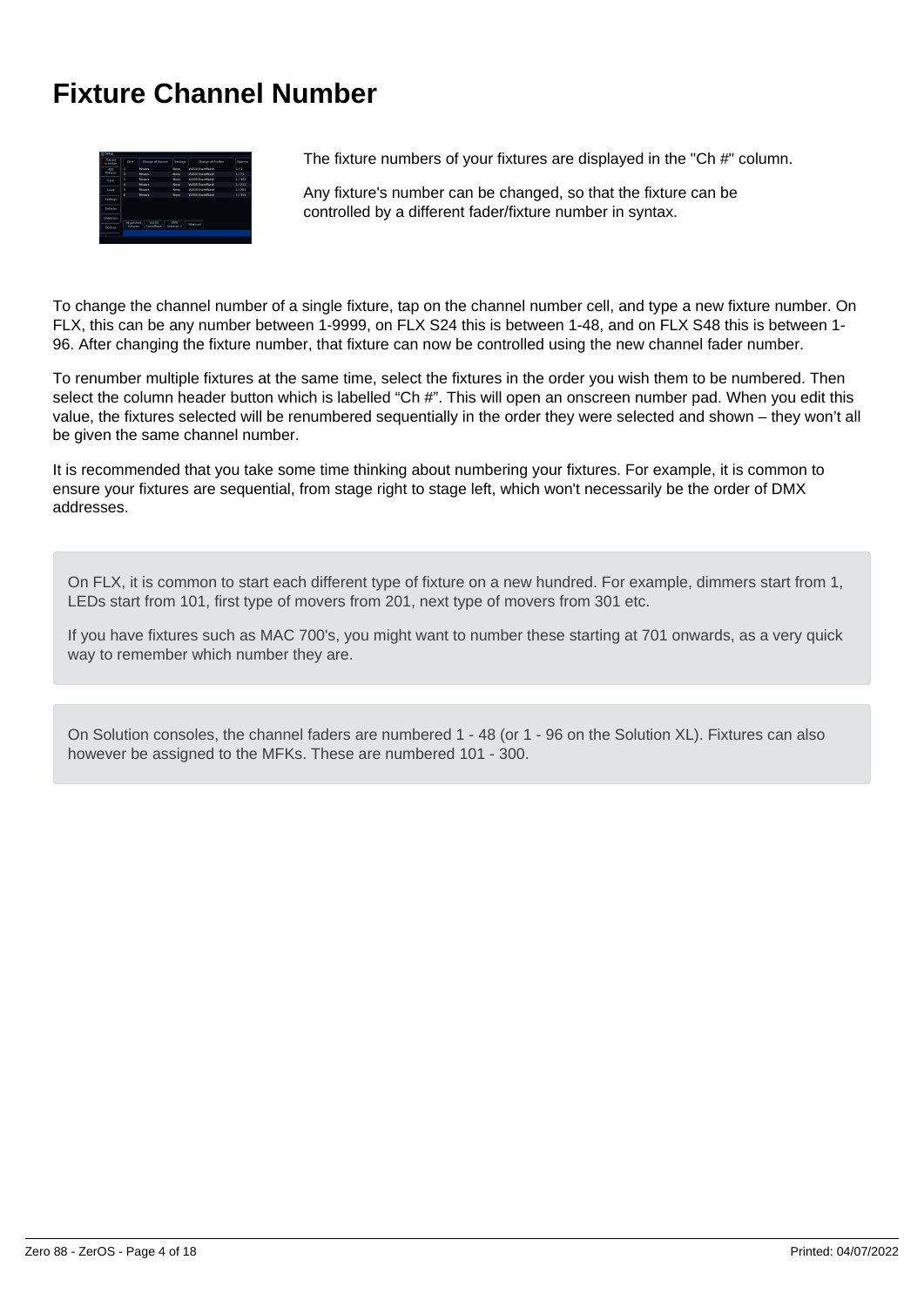# Fixture Channel Number

The fixture numbers of your fixtures are displayed in the "Ch #" column.

Any fixture's number can be changed, so that the fixture can be controlled by a different fader/fixture number in syntax.

To change the channel number of a single fixture, tap on the channel number cell, and type a new fixture number. On FLX, this can be any number between 1-9999, on FLX S24 this is between 1-48, and on FLX S48 this is between 1-96. After changing the fixture number, that fixture can now be controlled using the new channel fader number.

To renumber multiple fixtures at the same time, select the fixtures in the order you wish them to be numbered. Then select the column header button which is labelled "Ch #". This will open an onscreen number pad. When you edit this value, the fixtures selected will be renumbered sequentially in the order they were selected and shown – they won't all be given the same channel number.

It is recommended that you take some time thinking about numbering your fixtures. For example, it is common to ensure your fixtures are sequential, from stage right to stage left, which won't necessarily be the order of DMX addresses.

On FLX, it is common to start each different type of fixture on a new hundred. For example, dimmers start from 1, LEDs start from 101, first type of movers from 201, next type of movers from 301 etc.

If you have fixtures such as MAC 700's, you might want to number these starting at 701 onwards, as a very quick way to remember which number they are.

On Solution consoles, the channel faders are numbered 1 - 48 (or 1 - 96 on the Solution XL). Fixtures can also however be assigned to the MFKs. These are numbered 101 - 300.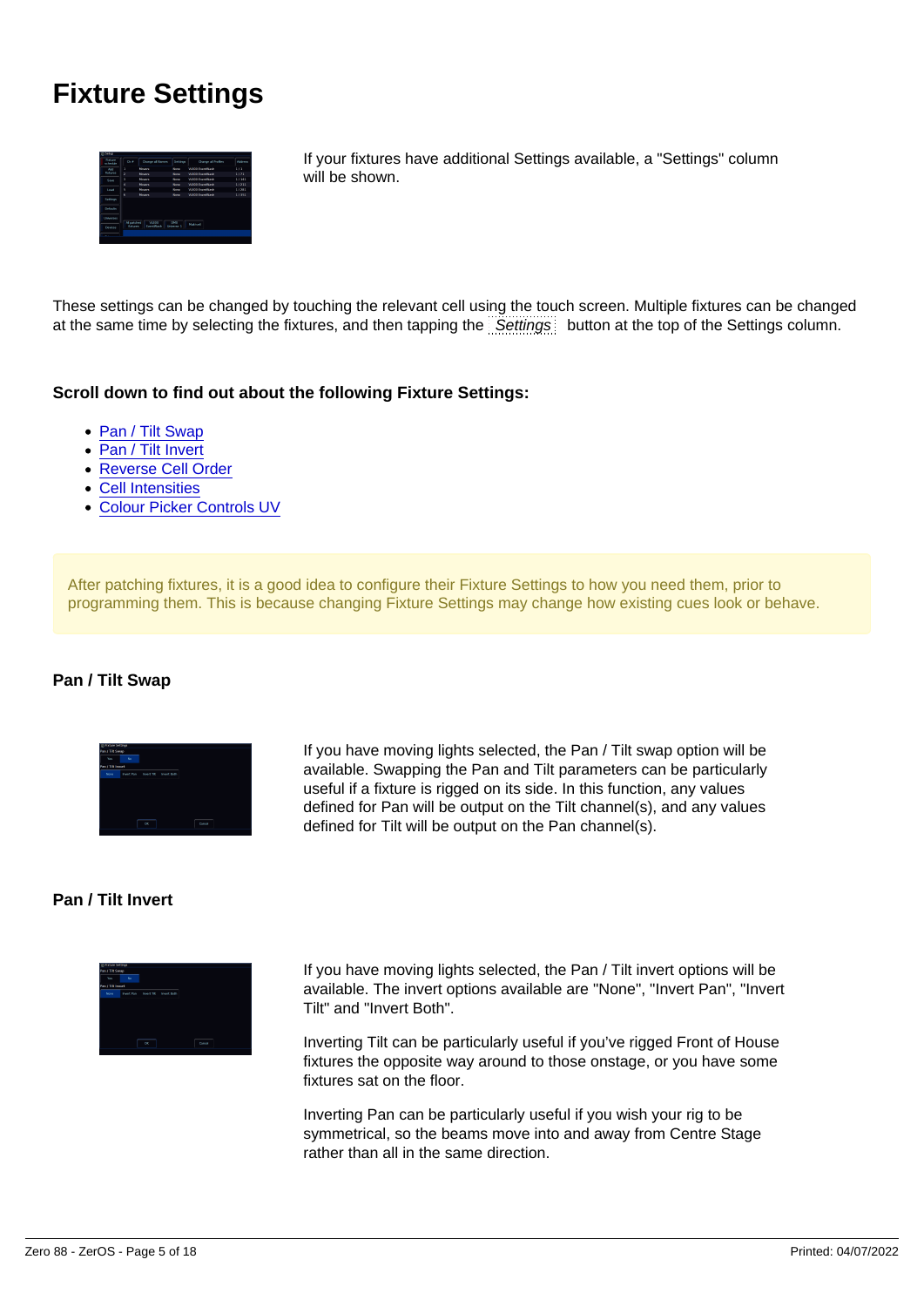# Fixture Settings

If your fixtures have additional Settings available, a "Settings" column will be shown.

These settings can be changed by touching the relevant cell using the touch screen. Multiple fixtures can be changed at the same time by selecting the fixtures, and then tapping the Settings button at the top of the Settings column.

**Scroll down to find out about the following Fixture Settings:**

- Pan / Tilt Swap
- Pan / Tilt Invert
- Reverse Cell Order
- Cell Intensities
- Colour Picker Controls UV

After patching fixtures, it is a good idea to configure their Fixture Settings to how you need them, prior to programming them. This is because changing Fixture Settings may change how existing cues look or behave.

### Pan / Tilt Swap

If you have moving lights selected, the Pan / Tilt swap option will be available. Swapping the Pan and Tilt parameters can be particularly useful if a fixture is rigged on its side. In this function, any values defined for Pan will be output on the Tilt channel(s), and any values defined for Tilt will be output on the Pan channel(s).

### Pan / Tilt Invert

If you have moving lights selected, the Pan / Tilt invert options will be available. The invert options available are "None", "Invert Pan", "Invert Tilt" and "Invert Both".

Inverting Tilt can be particularly useful if you've rigged Front of House fixtures the opposite way around to those onstage, or you have some fixtures sat on the floor.

Inverting Pan can be particularly useful if you wish your rig to be symmetrical, so the beams move into and away from Centre Stage rather than all in the same direction.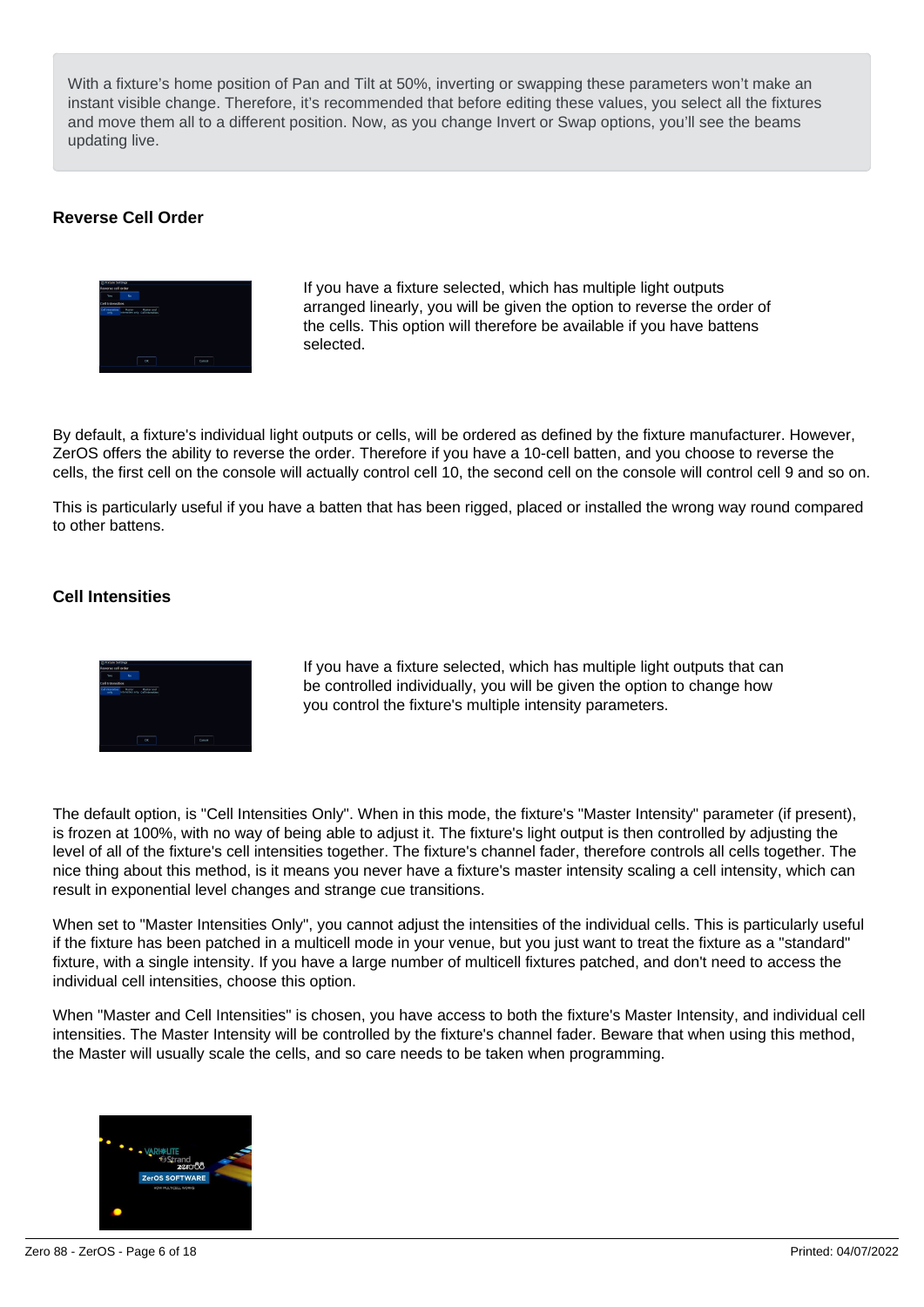With a fixture's home position of Pan and Tilt at 50%, inverting or swapping these parameters won't make an instant visible change. Therefore, it's recommended that before editing these values, you select all the fixtures and move them all to a different position. Now, as you change Invert or Swap options, you'll see the beams updating live.

### Reverse Cell Order

If you have a fixture selected, which has multiple light outputs arranged linearly, you will be given the option to reverse the order of the cells. This option will therefore be available if you have battens selected.

By default, a fixture's individual light outputs or cells, will be ordered as defined by the fixture manufacturer. However, ZerOS offers the ability to reverse the order. Therefore if you have a 10-cell batten, and you choose to reverse the cells, the first cell on the console will actually control cell 10, the second cell on the console will control cell 9 and so on.

This is particularly useful if you have a batten that has been rigged, placed or installed the wrong way round compared to other battens.

### Cell Intensities

If you have a fixture selected, which has multiple light outputs that can be controlled individually, you will be given the option to change how you control the fixture's multiple intensity parameters.

The default option, is "Cell Intensities Only". When in this mode, the fixture's "Master Intensity" parameter (if present), is frozen at 100%, with no way of being able to adjust it. The fixture's light output is then controlled by adjusting the level of all of the fixture's cell intensities together. The fixture's channel fader, therefore controls all cells together. The nice thing about this method, is it means you never have a fixture's master intensity scaling a cell intensity, which can result in exponential level changes and strange cue transitions.

When set to "Master Intensities Only", you cannot adjust the intensities of the individual cells. This is particularly useful if the fixture has been patched in a multicell mode in your venue, but you just want to treat the fixture as a "standard" fixture, with a single intensity. If you have a large number of multicell fixtures patched, and don't need to access the individual cell intensities, choose this option.

When "Master and Cell Intensities" is chosen, you have access to both the fixture's Master Intensity, and individual cell intensities. The Master Intensity will be controlled by the fixture's channel fader. Beware that when using this method, the Master will usually scale the cells, and so care needs to be taken when programming.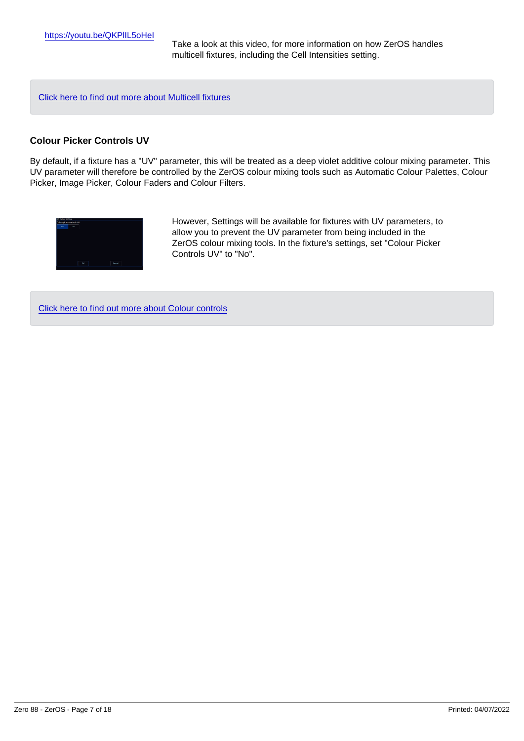https://youtu.be/QKPlIL5oHeI

Take a look at this video, for more information on how ZerOS handles multicell fixtures, including the Cell Intensities setting.

Click here to find out more about Multicell fixtures

### Colour Picker Controls UV

By default, if a fixture has a "UV" parameter, this will be treated as a deep violet additive colour mixing parameter. This UV parameter will therefore be controlled by the ZerOS colour mixing tools such as Automatic Colour Palettes, Colour Picker, Image Picker, Colour Faders and Colour Filters.

However, Settings will be available for fixtures with UV parameters, to allow you to prevent the UV parameter from being included in the ZerOS colour mixing tools. In the fixture's settings, set "Colour Picker Controls UV" to "No".

Click here to find out more about Colour controls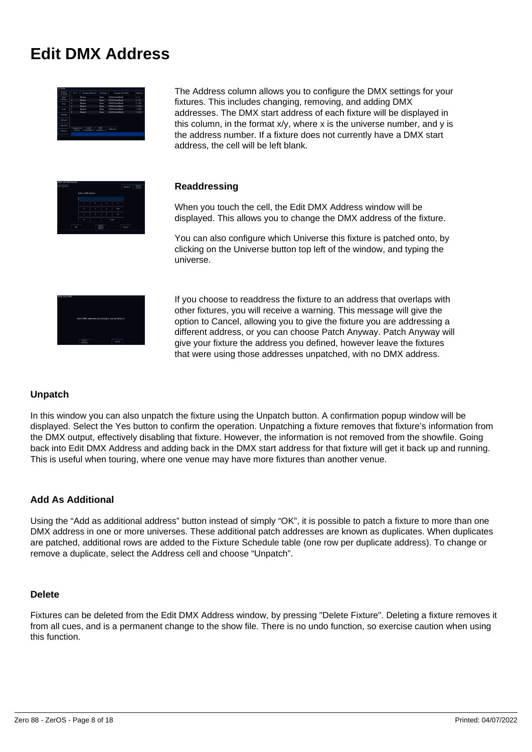# Edit DMX Address

The Address column allows you to configure the DMX settings for your fixtures. This includes changing, removing, and adding DMX addresses. The DMX start address of each fixture will be displayed in this column, in the format x/y, where x is the universe number, and y is the address number. If a fixture does not currently have a DMX start address, the cell will be left blank.

### Readdressing

When you touch the cell, the Edit DMX Address window will be displayed. This allows you to change the DMX address of the fixture.

You can also configure which Universe this fixture is patched onto, by clicking on the Universe button top left of the window, and typing the universe.

If you choose to readdress the fixture to an address that overlaps with other fixtures, you will receive a warning. This message will give the option to Cancel, allowing you to give the fixture you are addressing a different address, or you can choose Patch Anyway. Patch Anyway will give your fixture the address you defined, however leave the fixtures that were using those addresses unpatched, with no DMX address.

### Unpatch

In this window you can also unpatch the fixture using the Unpatch button. A confirmation popup window will be displayed. Select the Yes button to confirm the operation. Unpatching a fixture removes that fixture's information from the DMX output, effectively disabling that fixture. However, the information is not removed from the showfile. Going back into Edit DMX Address and adding back in the DMX start address for that fixture will get it back up and running. This is useful when touring, where one venue may have more fixtures than another venue.

### Add As Additional

Using the "Add as additional address" button instead of simply "OK", it is possible to patch a fixture to more than one DMX address in one or more universes. These additional patch addresses are known as duplicates. When duplicates are patched, additional rows are added to the Fixture Schedule table (one row per duplicate address). To change or remove a duplicate, select the Address cell and choose "Unpatch".

### Delete

Fixtures can be deleted from the Edit DMX Address window, by pressing "Delete Fixture". Deleting a fixture removes it from all cues, and is a permanent change to the show file. There is no undo function, so exercise caution when using this function.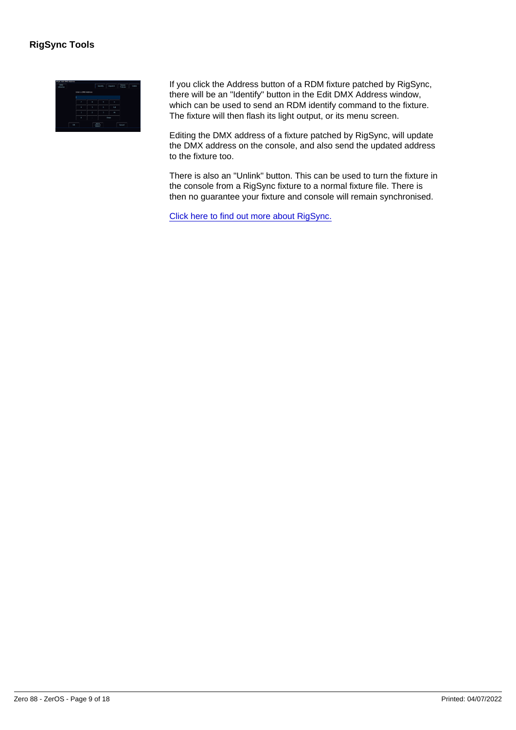## RigSync Tools

If you click the Address button of a RDM fixture patched by RigSync, there will be an "Identify" button in the Edit DMX Address window, which can be used to send an RDM identify command to the fixture. The fixture will then flash its light output, or its menu screen.

Editing the DMX address of a fixture patched by RigSync, will update the DMX address on the console, and also send the updated address to the fixture too.

There is also an "Unlink" button. This can be used to turn the fixture in the console from a RigSync fixture to a normal fixture file. There is then no guarantee your fixture and console will remain synchronised.

Click here to find out more about RigSync.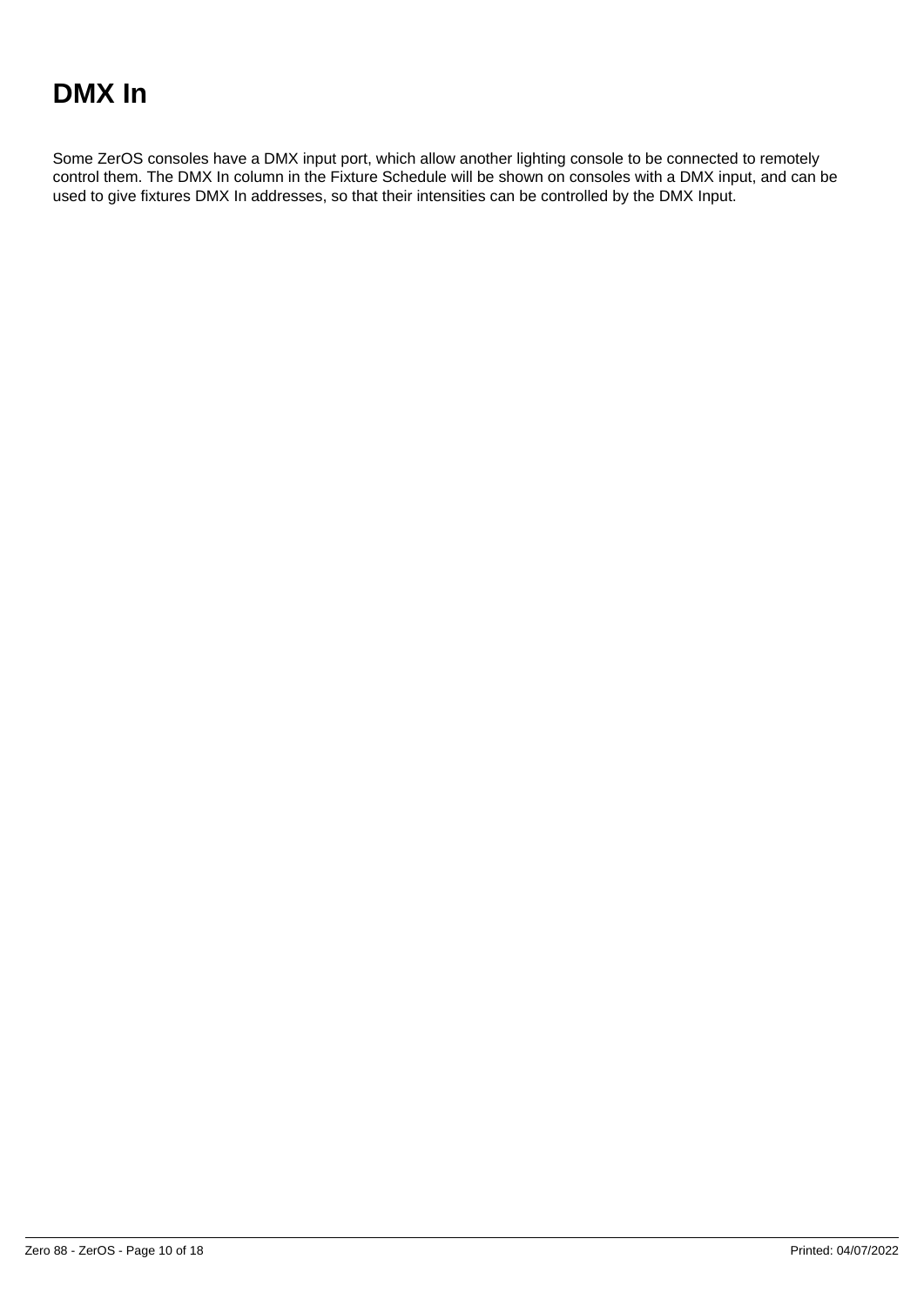# DMX In

Some ZerOS consoles have a DMX input port, which allow another lighting console to be connected to remotely control them. The DMX In column in the Fixture Schedule will be shown on consoles with a DMX input, and can be used to give fixtures DMX In addresses, so that their intensities can be controlled by the DMX Input.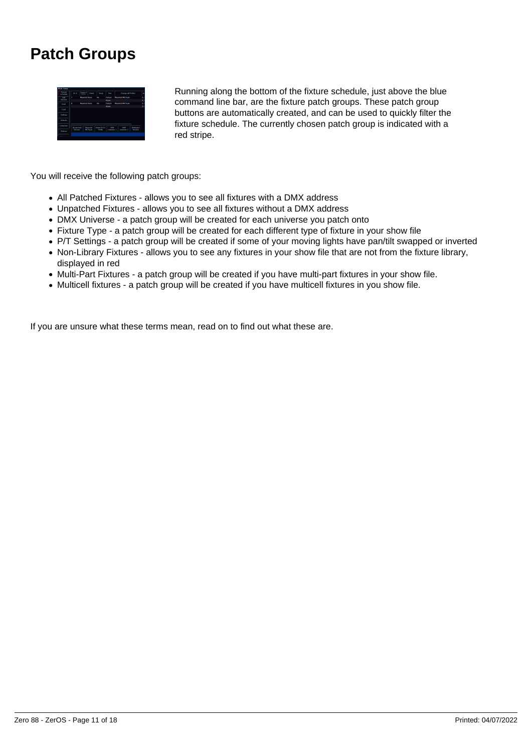# Patch Groups

Running along the bottom of the fixture schedule, just above the blue command line bar, are the fixture patch groups. These patch group buttons are automatically created, and can be used to quickly filter the fixture schedule. The currently chosen patch group is indicated with a red stripe.

You will receive the following patch groups:

- All Patched Fixtures - allows you to see all fixtures with a DMX address
- Unpatched Fixtures - allows you to see all fixtures without a DMX address
- DMX Universe - a patch group will be created for each universe you patch onto
- Fixture Type - a patch group will be created for each different type of fixture in your show file
- P/T Settings - a patch group will be created if some of your moving lights have pan/tilt swapped or inverted
- Non-Library Fixtures - allows you to see any fixtures in your show file that are not from the fixture library, displayed in red
- Multi-Part Fixtures - a patch group will be created if you have multi-part fixtures in your show file.
- Multicell fixtures - a patch group will be created if you have multicell fixtures in you show file.

If you are unsure what these terms mean, read on to find out what these are.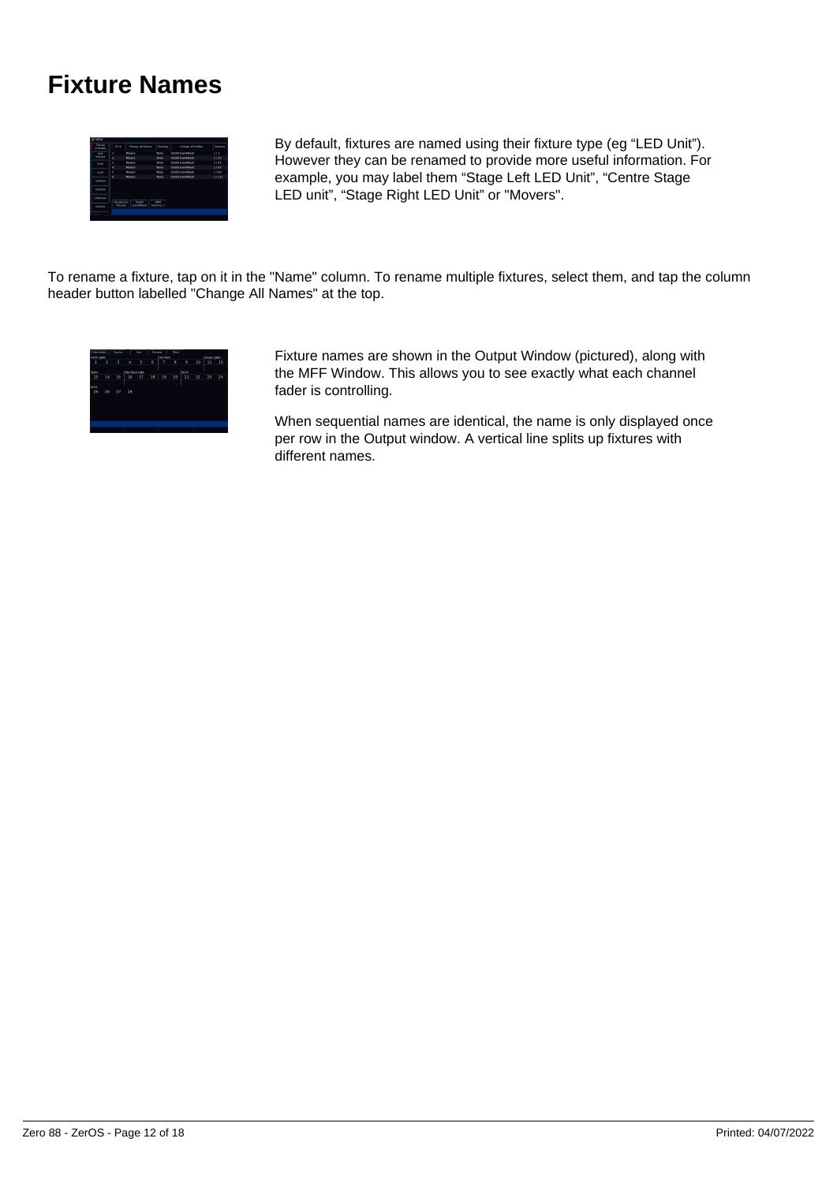# Fixture Names

By default, fixtures are named using their fixture type (eg “LED Unit”). However they can be renamed to provide more useful information. For example, you may label them “Stage Left LED Unit”, “Centre Stage LED unit”, “Stage Right LED Unit” or "Movers".

To rename a fixture, tap on it in the "Name" column. To rename multiple fixtures, select them, and tap the column header button labelled "Change All Names" at the top.

Fixture names are shown in the Output Window (pictured), along with the MFF Window. This allows you to see exactly what each channel fader is controlling.

When sequential names are identical, the name is only displayed once per row in the Output window. A vertical line splits up fixtures with different names.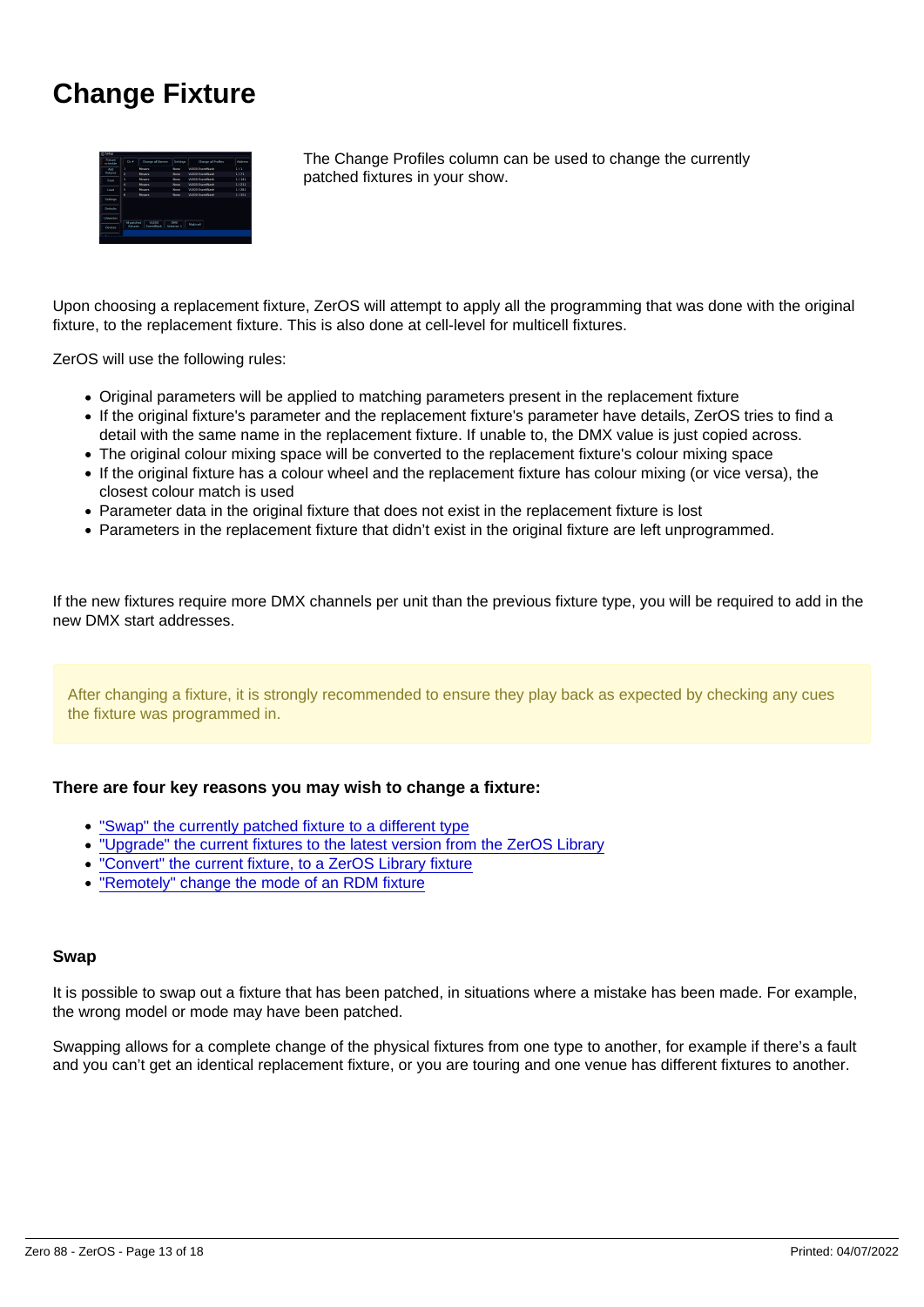# Change Fixture

The Change Profiles column can be used to change the currently patched fixtures in your show.

Upon choosing a replacement fixture, ZerOS will attempt to apply all the programming that was done with the original fixture, to the replacement fixture. This is also done at cell-level for multicell fixtures.

ZerOS will use the following rules:

- Original parameters will be applied to matching parameters present in the replacement fixture
- If the original fixture's parameter and the replacement fixture's parameter have details, ZerOS tries to find a detail with the same name in the replacement fixture. If unable to, the DMX value is just copied across.
- The original colour mixing space will be converted to the replacement fixture's colour mixing space
- If the original fixture has a colour wheel and the replacement fixture has colour mixing (or vice versa), the closest colour match is used
- Parameter data in the original fixture that does not exist in the replacement fixture is lost
- Parameters in the replacement fixture that didn't exist in the original fixture are left unprogrammed.

If the new fixtures require more DMX channels per unit than the previous fixture type, you will be required to add in the new DMX start addresses.

After changing a fixture, it is strongly recommended to ensure they play back as expected by checking any cues the fixture was programmed in.

**There are four key reasons you may wish to change a fixture:**

- "Swap" the currently patched fixture to a different type
- "Upgrade" the current fixtures to the latest version from the ZerOS Library
- "Convert" the current fixture, to a ZerOS Library fixture
- "Remotely" change the mode of an RDM fixture

### Swap

It is possible to swap out a fixture that has been patched, in situations where a mistake has been made. For example, the wrong model or mode may have been patched.

Swapping allows for a complete change of the physical fixtures from one type to another, for example if there's a fault and you can't get an identical replacement fixture, or you are touring and one venue has different fixtures to another.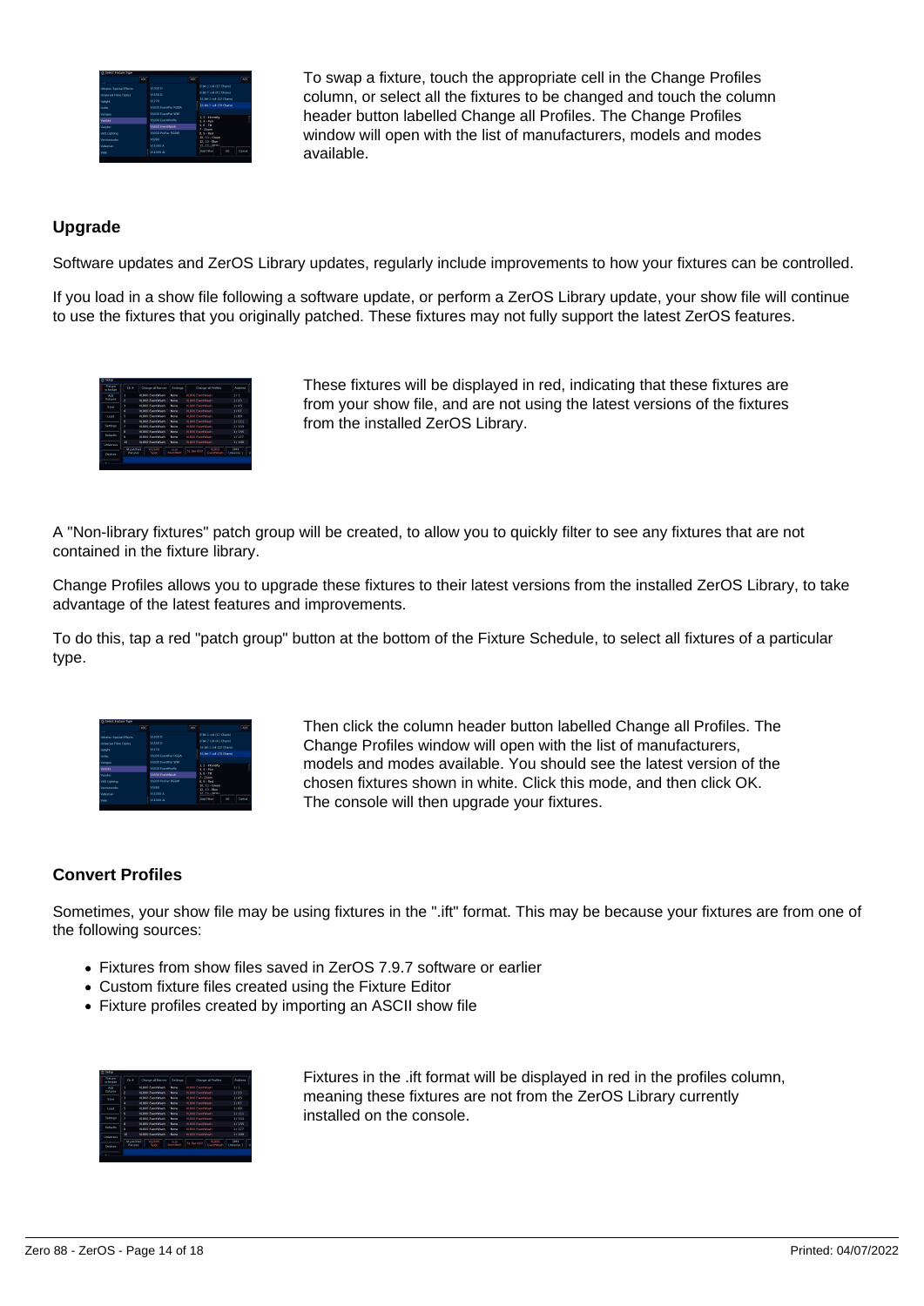To swap a fixture, touch the appropriate cell in the Change Profiles column, or select all the fixtures to be changed and touch the column header button labelled Change all Profiles. The Change Profiles window will open with the list of manufacturers, models and modes available.

### Upgrade

Software updates and ZerOS Library updates, regularly include improvements to how your fixtures can be controlled.

If you load in a show file following a software update, or perform a ZerOS Library update, your show file will continue to use the fixtures that you originally patched. These fixtures may not fully support the latest ZerOS features.

These fixtures will be displayed in red, indicating that these fixtures are from your show file, and are not using the latest versions of the fixtures from the installed ZerOS Library.

A "Non-library fixtures" patch group will be created, to allow you to quickly filter to see any fixtures that are not contained in the fixture library.

Change Profiles allows you to upgrade these fixtures to their latest versions from the installed ZerOS Library, to take advantage of the latest features and improvements.

To do this, tap a red "patch group" button at the bottom of the Fixture Schedule, to select all fixtures of a particular type.

Then click the column header button labelled Change all Profiles. The Change Profiles window will open with the list of manufacturers, models and modes available. You should see the latest version of the chosen fixtures shown in white. Click this mode, and then click OK. The console will then upgrade your fixtures.

### Convert Profiles

Sometimes, your show file may be using fixtures in the ".ift" format. This may be because your fixtures are from one of the following sources:

- Fixtures from show files saved in ZerOS 7.9.7 software or earlier
- Custom fixture files created using the Fixture Editor
- Fixture profiles created by importing an ASCII show file

Fixtures in the .ift format will be displayed in red in the profiles column, meaning these fixtures are not from the ZerOS Library currently installed on the console.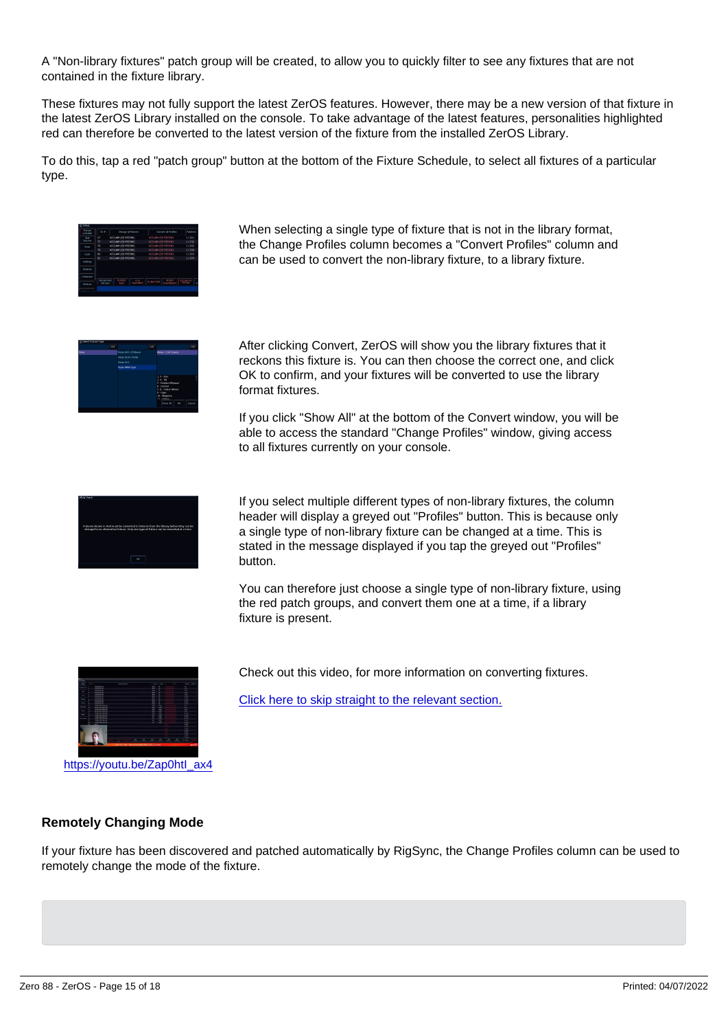A "Non-library fixtures" patch group will be created, to allow you to quickly filter to see any fixtures that are not contained in the fixture library.

These fixtures may not fully support the latest ZerOS features. However, there may be a new version of that fixture in the latest ZerOS Library installed on the console. To take advantage of the latest features, personalities highlighted red can therefore be converted to the latest version of the fixture from the installed ZerOS Library.

To do this, tap a red "patch group" button at the bottom of the Fixture Schedule, to select all fixtures of a particular type.

When selecting a single type of fixture that is not in the library format, the Change Profiles column becomes a "Convert Profiles" column and can be used to convert the non-library fixture, to a library fixture.

After clicking Convert, ZerOS will show you the library fixtures that it reckons this fixture is. You can then choose the correct one, and click OK to confirm, and your fixtures will be converted to use the library format fixtures.

If you click "Show All" at the bottom of the Convert window, you will be able to access the standard "Change Profiles" window, giving access to all fixtures currently on your console.

If you select multiple different types of non-library fixtures, the column header will display a greyed out "Profiles" button. This is because only a single type of non-library fixture can be changed at a time. This is stated in the message displayed if you tap the greyed out "Profiles" button.

You can therefore just choose a single type of non-library fixture, using the red patch groups, and convert them one at a time, if a library fixture is present.

Check out this video, for more information on converting fixtures.

[Click here to skip straight to the relevant section.]

https://youtu.be/Zap0htl_ax4

### Remotely Changing Mode

If your fixture has been discovered and patched automatically by RigSync, the Change Profiles column can be used to remotely change the mode of the fixture.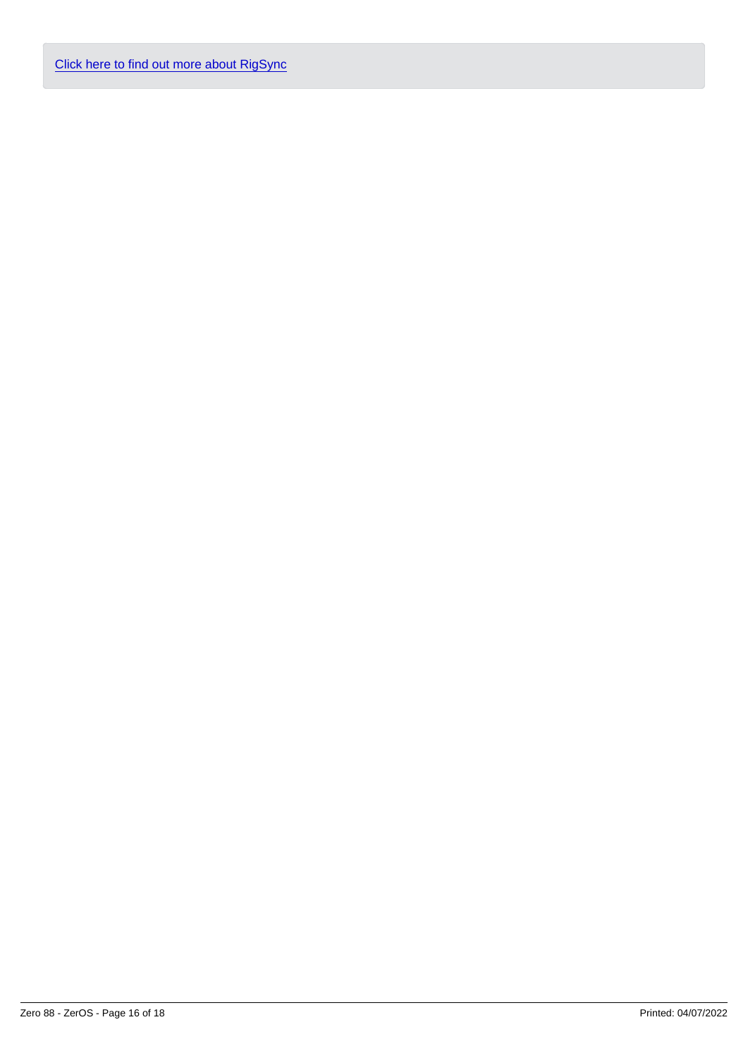Click here to find out more about RigSync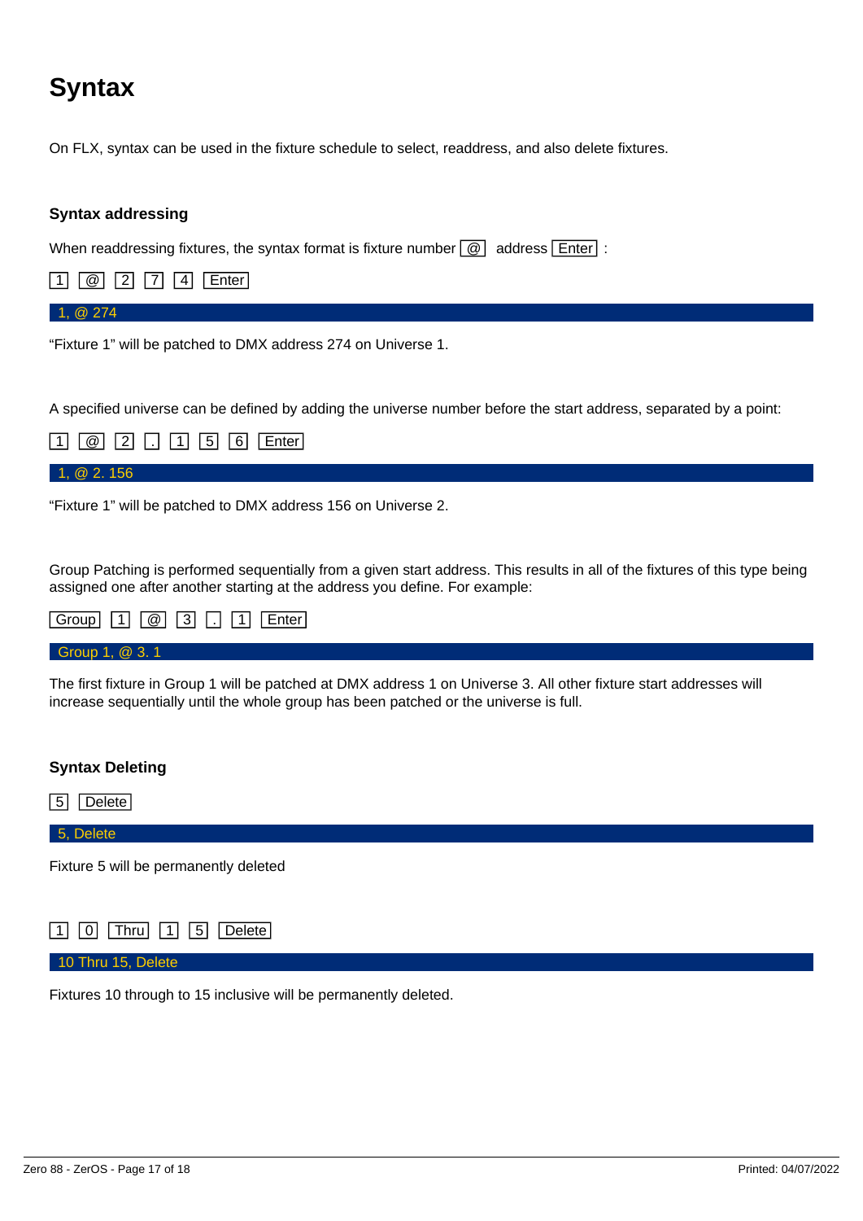# Syntax

On FLX, syntax can be used in the fixture schedule to select, readdress, and also delete fixtures.

### Syntax addressing

When readdressing fixtures, the syntax format is fixture number [@] address [Enter] :

[1] [@] [2] [7] [4] [Enter]

1, @ 274

"Fixture 1" will be patched to DMX address 274 on Universe 1.

A specified universe can be defined by adding the universe number before the start address, separated by a point:

[1] [@] [2] [.] [1] [5] [6] [Enter]

1, @ 2. 156

"Fixture 1" will be patched to DMX address 156 on Universe 2.

Group Patching is performed sequentially from a given start address. This results in all of the fixtures of this type being assigned one after another starting at the address you define. For example:

[Group] [1] [@] [3] [.] [1] [Enter]

Group 1, @ 3. 1

The first fixture in Group 1 will be patched at DMX address 1 on Universe 3. All other fixture start addresses will increase sequentially until the whole group has been patched or the universe is full.

### Syntax Deleting

[5] [Delete]

5, Delete

Fixture 5 will be permanently deleted

[1] [0] [Thru] [1] [5] [Delete]

10 Thru 15, Delete

Fixtures 10 through to 15 inclusive will be permanently deleted.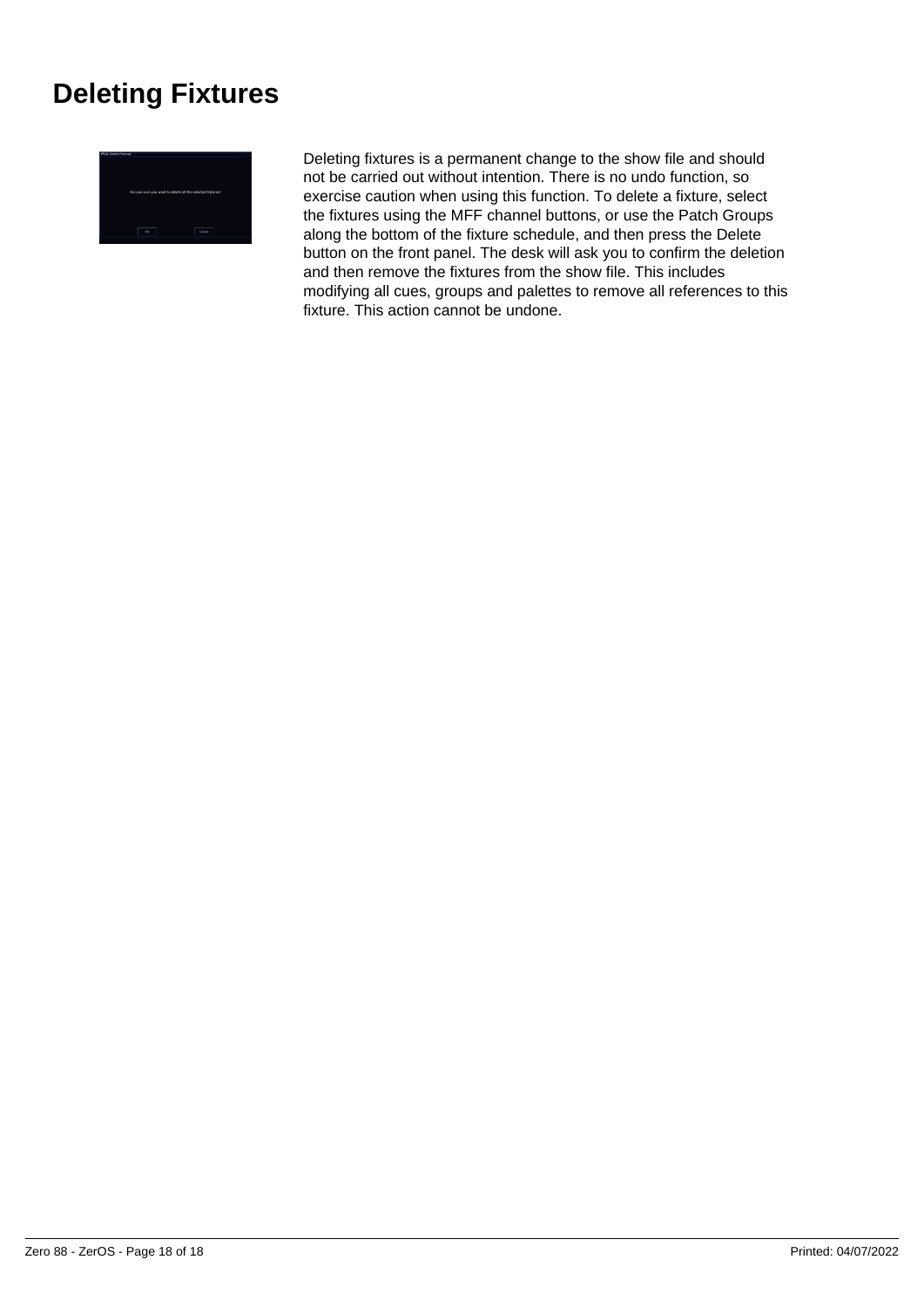# Deleting Fixtures

Deleting fixtures is a permanent change to the show file and should not be carried out without intention. There is no undo function, so exercise caution when using this function. To delete a fixture, select the fixtures using the MFF channel buttons, or use the Patch Groups along the bottom of the fixture schedule, and then press the Delete button on the front panel. The desk will ask you to confirm the deletion and then remove the fixtures from the show file. This includes modifying all cues, groups and palettes to remove all references to this fixture. This action cannot be undone.